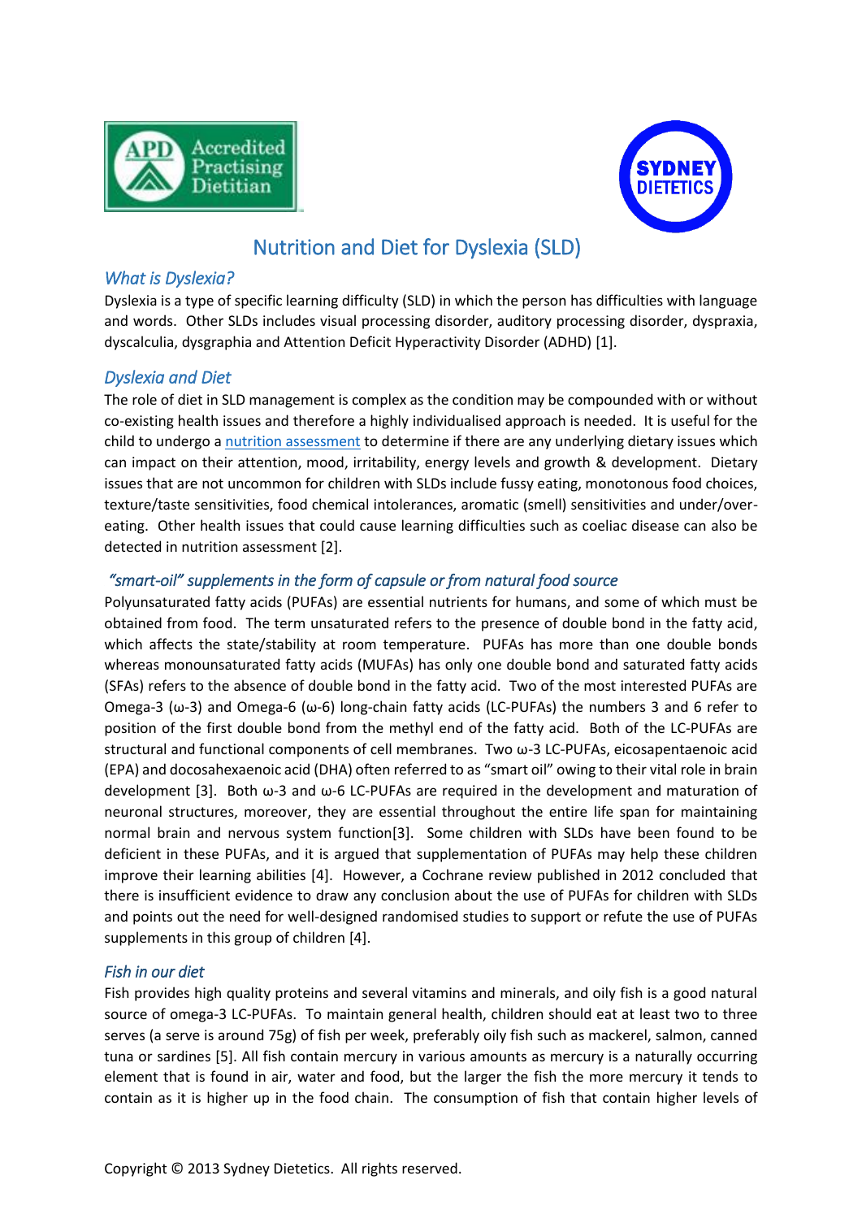# Nutrition and Diet for Dyslexia (SLD)

## *What is Dyslexia?*

Dyslexia is a type of specific learning difficulty (SLD) in which the person has difficulties with language and words. Other SLDs includes visual processing disorder, auditory processing disorder, dyspraxia, dyscalculia, dysgraphia and Attention Deficit Hyperactivity Disorder (ADHD) [1].

## *Dyslexia and Diet*

The role of diet in SLD management is complex as the condition may be compounded with or without co-existing health issues and therefore a highly individualised approach is needed. It is useful for the child to undergo a nutrition assessment to determine if there are any underlying dietary issues which can impact on their attention, mood, irritability, energy levels and growth & development. Dietary issues that are not uncommon for children with SLDs include fussy eating, monotonous food choices, texture/taste sensitivities, food chemical intolerances, aromatic (smell) sensitivities and under/over-eating. Other health issues that could cause learning difficulties such as coeliac disease can also be detected in nutrition assessment [2].

## *"smart-oil" supplements in the form of capsule or from natural food source*

Polyunsaturated fatty acids (PUFAs) are essential nutrients for humans, and some of which must be obtained from food. The term unsaturated refers to the presence of double bond in the fatty acid, which affects the state/stability at room temperature. PUFAs has more than one double bonds whereas monounsaturated fatty acids (MUFAs) has only one double bond and saturated fatty acids (SFAs) refers to the absence of double bond in the fatty acid. Two of the most interested PUFAs are Omega-3 (ω-3) and Omega-6 (ω-6) long-chain fatty acids (LC-PUFAs) the numbers 3 and 6 refer to position of the first double bond from the methyl end of the fatty acid. Both of the LC-PUFAs are structural and functional components of cell membranes. Two ω-3 LC-PUFAs, eicosapentaenoic acid (EPA) and docosahexaenoic acid (DHA) often referred to as "smart oil" owing to their vital role in brain development [3]. Both ω-3 and ω-6 LC-PUFAs are required in the development and maturation of neuronal structures, moreover, they are essential throughout the entire life span for maintaining normal brain and nervous system function[3]. Some children with SLDs have been found to be deficient in these PUFAs, and it is argued that supplementation of PUFAs may help these children improve their learning abilities [4]. However, a Cochrane review published in 2012 concluded that there is insufficient evidence to draw any conclusion about the use of PUFAs for children with SLDs and points out the need for well-designed randomised studies to support or refute the use of PUFAs supplements in this group of children [4].

## *Fish in our diet*

Fish provides high quality proteins and several vitamins and minerals, and oily fish is a good natural source of omega-3 LC-PUFAs. To maintain general health, children should eat at least two to three serves (a serve is around 75g) of fish per week, preferably oily fish such as mackerel, salmon, canned tuna or sardines [5]. All fish contain mercury in various amounts as mercury is a naturally occurring element that is found in air, water and food, but the larger the fish the more mercury it tends to contain as it is higher up in the food chain. The consumption of fish that contain higher levels of

Copyright © 2013 Sydney Dietetics. All rights reserved.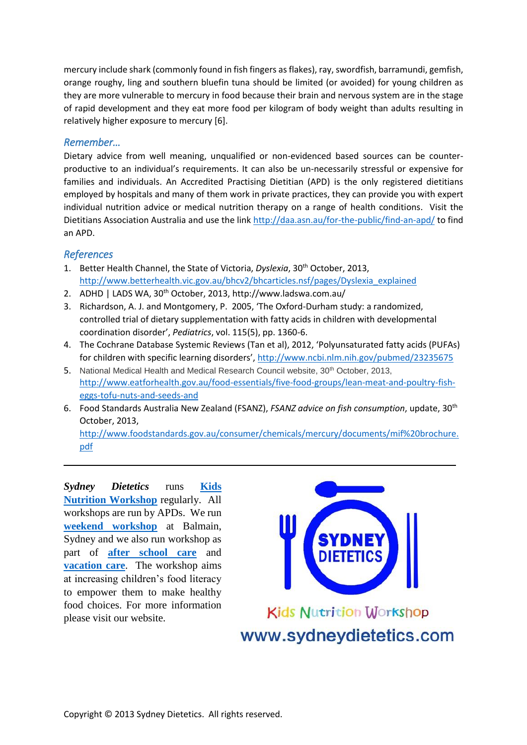mercury include shark (commonly found in fish fingers as flakes), ray, swordfish, barramundi, gemfish, orange roughy, ling and southern bluefin tuna should be limited (or avoided) for young children as they are more vulnerable to mercury in food because their brain and nervous system are in the stage of rapid development and they eat more food per kilogram of body weight than adults resulting in relatively higher exposure to mercury [6].

## *Remember…*

Dietary advice from well meaning, unqualified or non-evidenced based sources can be counter-productive to an individual's requirements. It can also be un-necessarily stressful or expensive for families and individuals. An Accredited Practising Dietitian (APD) is the only registered dietitians employed by hospitals and many of them work in private practices, they can provide you with expert individual nutrition advice or medical nutrition therapy on a range of health conditions. Visit the Dietitians Association Australia and use the link http://daa.asn.au/for-the-public/find-an-apd/ to find an APD.

## *References*

1. Better Health Channel, the State of Victoria, *Dyslexia*, 30th October, 2013, http://www.betterhealth.vic.gov.au/bhcv2/bhcarticles.nsf/pages/Dyslexia_explained
2. ADHD | LADS WA, 30th October, 2013, http://www.ladswa.com.au/
3. Richardson, A. J. and Montgomery, P. 2005, 'The Oxford-Durham study: a randomized, controlled trial of dietary supplementation with fatty acids in children with developmental coordination disorder', *Pediatrics*, vol. 115(5), pp. 1360-6.
4. The Cochrane Database Systemic Reviews (Tan et al), 2012, 'Polyunsaturated fatty acids (PUFAs) for children with specific learning disorders', http://www.ncbi.nlm.nih.gov/pubmed/23235675
5. National Medical Health and Medical Research Council website, 30th October, 2013, http://www.eatforhealth.gov.au/food-essentials/five-food-groups/lean-meat-and-poultry-fish-eggs-tofu-nuts-and-seeds-and
6. Food Standards Australia New Zealand (FSANZ), *FSANZ advice on fish consumption*, update, 30th October, 2013, http://www.foodstandards.gov.au/consumer/chemicals/mercury/documents/mif%20brochure.pdf

---

***Sydney Dietetics*** runs **Kids Nutrition Workshop** regularly. All workshops are run by APDs. We run **weekend workshop** at Balmain, Sydney and we also run workshop as part of **after school care** and **vacation care**. The workshop aims at increasing children's food literacy to empower them to make healthy food choices. For more information please visit our website.

SYDNEY DIETETICS

Kids Nutrition Workshop

www.sydneydietetics.com

Copyright © 2013 Sydney Dietetics. All rights reserved.